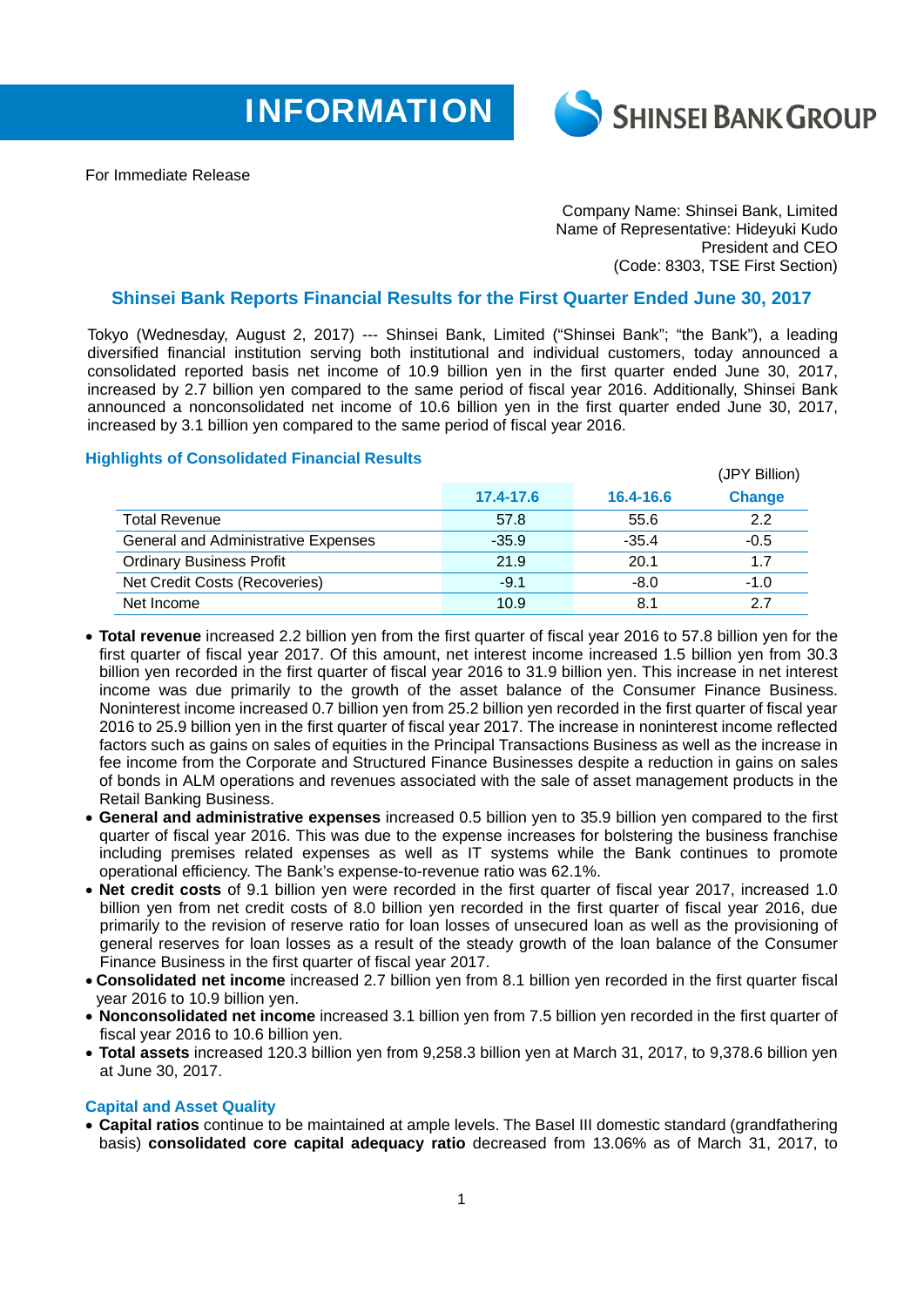INFORMATION

SHINSEI BANK GROUP

For Immediate Release

Company Name: Shinsei Bank, Limited
Name of Representative: Hideyuki Kudo
President and CEO
(Code: 8303, TSE First Section)

## Shinsei Bank Reports Financial Results for the First Quarter Ended June 30, 2017

Tokyo (Wednesday, August 2, 2017) --- Shinsei Bank, Limited ("Shinsei Bank"; "the Bank"), a leading diversified financial institution serving both institutional and individual customers, today announced a consolidated reported basis net income of 10.9 billion yen in the first quarter ended June 30, 2017, increased by 2.7 billion yen compared to the same period of fiscal year 2016. Additionally, Shinsei Bank announced a nonconsolidated net income of 10.6 billion yen in the first quarter ended June 30, 2017, increased by 3.1 billion yen compared to the same period of fiscal year 2016.

### Highlights of Consolidated Financial Results

(JPY Billion)

| | 17.4-17.6 | 16.4-16.6 | Change |
|---|---|---|---|
| Total Revenue | 57.8 | 55.6 | 2.2 |
| General and Administrative Expenses | -35.9 | -35.4 | -0.5 |
| Ordinary Business Profit | 21.9 | 20.1 | 1.7 |
| Net Credit Costs (Recoveries) | -9.1 | -8.0 | -1.0 |
| Net Income | 10.9 | 8.1 | 2.7 |

- **Total revenue** increased 2.2 billion yen from the first quarter of fiscal year 2016 to 57.8 billion yen for the first quarter of fiscal year 2017. Of this amount, net interest income increased 1.5 billion yen from 30.3 billion yen recorded in the first quarter of fiscal year 2016 to 31.9 billion yen. This increase in net interest income was due primarily to the growth of the asset balance of the Consumer Finance Business. Noninterest income increased 0.7 billion yen from 25.2 billion yen recorded in the first quarter of fiscal year 2016 to 25.9 billion yen in the first quarter of fiscal year 2017. The increase in noninterest income reflected factors such as gains on sales of equities in the Principal Transactions Business as well as the increase in fee income from the Corporate and Structured Finance Businesses despite a reduction in gains on sales of bonds in ALM operations and revenues associated with the sale of asset management products in the Retail Banking Business.
- **General and administrative expenses** increased 0.5 billion yen to 35.9 billion yen compared to the first quarter of fiscal year 2016. This was due to the expense increases for bolstering the business franchise including premises related expenses as well as IT systems while the Bank continues to promote operational efficiency. The Bank's expense-to-revenue ratio was 62.1%.
- **Net credit costs** of 9.1 billion yen were recorded in the first quarter of fiscal year 2017, increased 1.0 billion yen from net credit costs of 8.0 billion yen recorded in the first quarter of fiscal year 2016, due primarily to the revision of reserve ratio for loan losses of unsecured loan as well as the provisioning of general reserves for loan losses as a result of the steady growth of the loan balance of the Consumer Finance Business in the first quarter of fiscal year 2017.
- **Consolidated net income** increased 2.7 billion yen from 8.1 billion yen recorded in the first quarter fiscal year 2016 to 10.9 billion yen.
- **Nonconsolidated net income** increased 3.1 billion yen from 7.5 billion yen recorded in the first quarter of fiscal year 2016 to 10.6 billion yen.
- **Total assets** increased 120.3 billion yen from 9,258.3 billion yen at March 31, 2017, to 9,378.6 billion yen at June 30, 2017.

### Capital and Asset Quality

- **Capital ratios** continue to be maintained at ample levels. The Basel III domestic standard (grandfathering basis) **consolidated core capital adequacy ratio** decreased from 13.06% as of March 31, 2017, to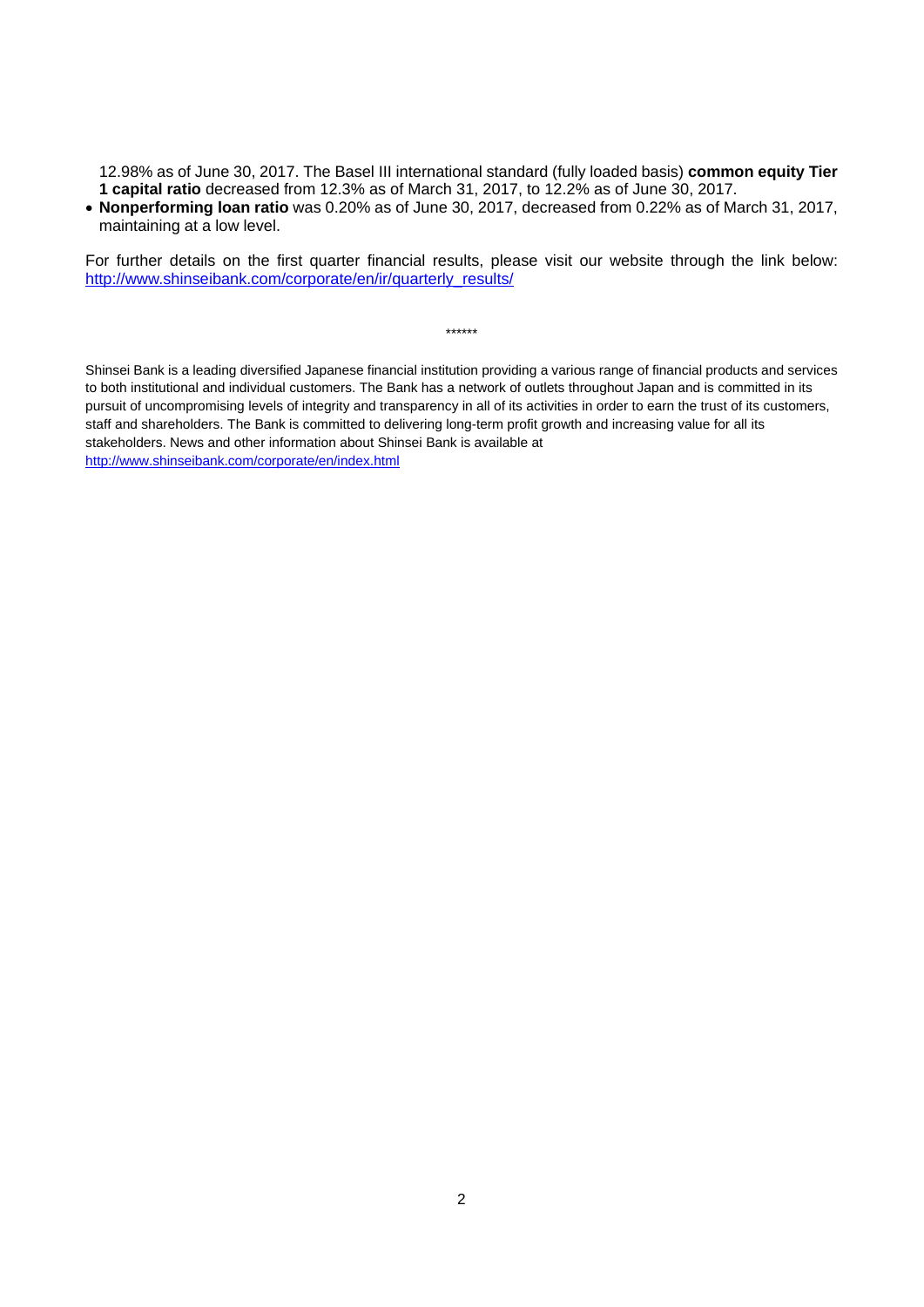12.98% as of June 30, 2017. The Basel III international standard (fully loaded basis) **common equity Tier 1 capital ratio** decreased from 12.3% as of March 31, 2017, to 12.2% as of June 30, 2017.

- **Nonperforming loan ratio** was 0.20% as of June 30, 2017, decreased from 0.22% as of March 31, 2017, maintaining at a low level.

For further details on the first quarter financial results, please visit our website through the link below: http://www.shinseibank.com/corporate/en/ir/quarterly_results/

******

Shinsei Bank is a leading diversified Japanese financial institution providing a various range of financial products and services to both institutional and individual customers. The Bank has a network of outlets throughout Japan and is committed in its pursuit of uncompromising levels of integrity and transparency in all of its activities in order to earn the trust of its customers, staff and shareholders. The Bank is committed to delivering long-term profit growth and increasing value for all its stakeholders. News and other information about Shinsei Bank is available at http://www.shinseibank.com/corporate/en/index.html